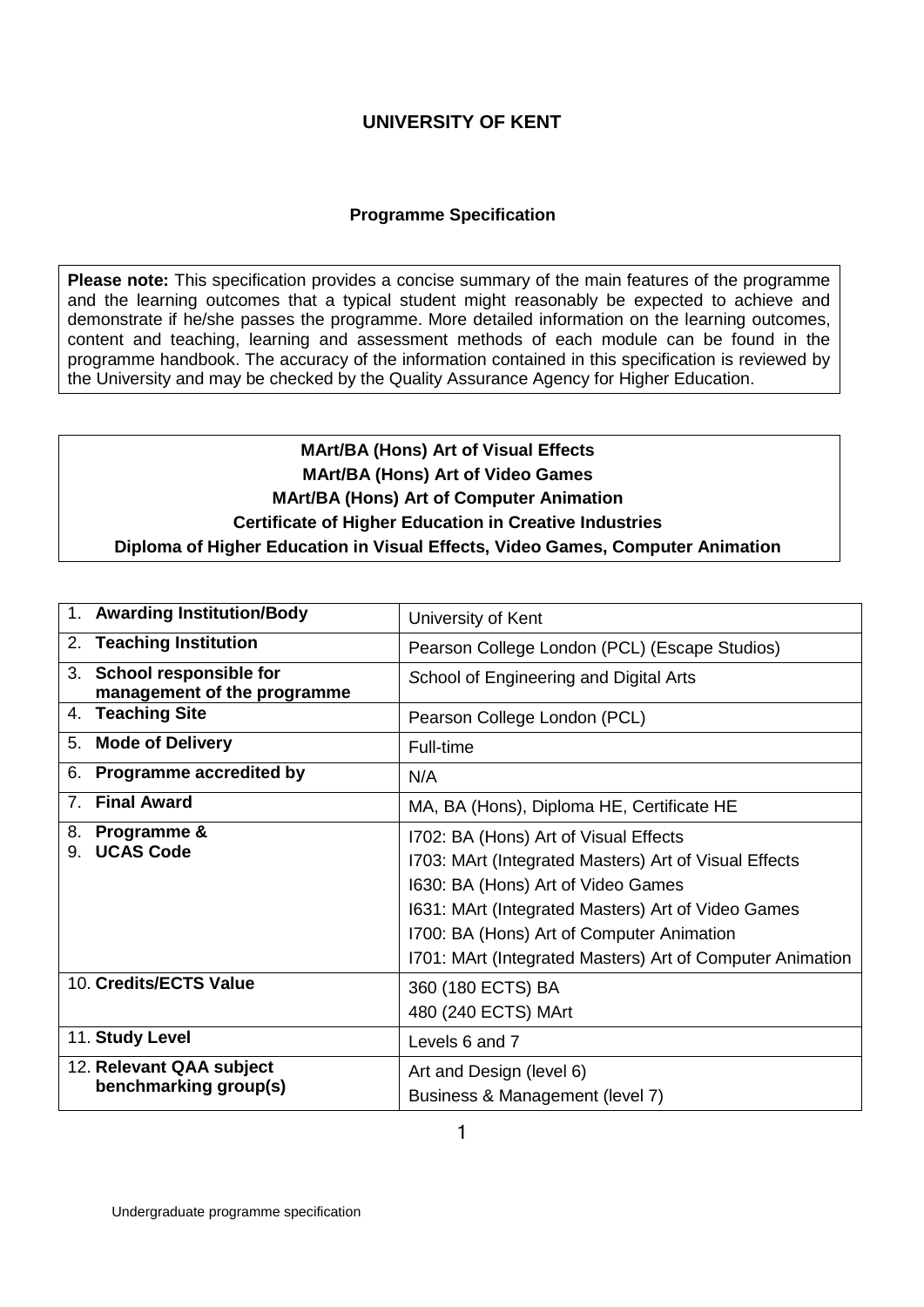# UNIVERSITY OF KENT

## Programme Specification

**Please note:** This specification provides a concise summary of the main features of the programme and the learning outcomes that a typical student might reasonably be expected to achieve and demonstrate if he/she passes the programme. More detailed information on the learning outcomes, content and teaching, learning and assessment methods of each module can be found in the programme handbook. The accuracy of the information contained in this specification is reviewed by the University and may be checked by the Quality Assurance Agency for Higher Education.

**MArt/BA (Hons) Art of Visual Effects**
**MArt/BA (Hons) Art of Video Games**
**MArt/BA (Hons) Art of Computer Animation**
**Certificate of Higher Education in Creative Industries**
**Diploma of Higher Education in Visual Effects, Video Games, Computer Animation**

| | |
|---|---|
| 1. **Awarding Institution/Body** | University of Kent |
| 2. **Teaching Institution** | Pearson College London (PCL) (Escape Studios) |
| 3. **School responsible for management of the programme** | School of Engineering and Digital Arts |
| 4. **Teaching Site** | Pearson College London (PCL) |
| 5. **Mode of Delivery** | Full-time |
| 6. **Programme accredited by** | N/A |
| 7. **Final Award** | MA, BA (Hons), Diploma HE, Certificate HE |
| 8. **Programme &** 9. **UCAS Code** | I702: BA (Hons) Art of Visual Effects<br>I703: MArt (Integrated Masters) Art of Visual Effects<br>I630: BA (Hons) Art of Video Games<br>I631: MArt (Integrated Masters) Art of Video Games<br>I700: BA (Hons) Art of Computer Animation<br>I701: MArt (Integrated Masters) Art of Computer Animation |
| 10. **Credits/ECTS Value** | 360 (180 ECTS) BA<br>480 (240 ECTS) MArt |
| 11. **Study Level** | Levels 6 and 7 |
| 12. **Relevant QAA subject benchmarking group(s)** | Art and Design (level 6)<br>Business & Management (level 7) |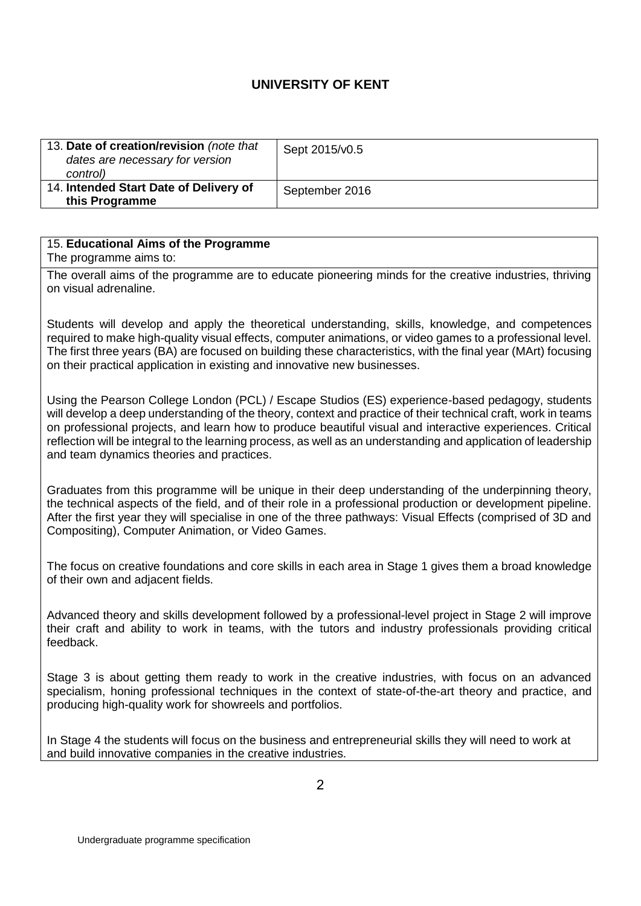# UNIVERSITY OF KENT

| | |
|---|---|
| 13. **Date of creation/revision** *(note that dates are necessary for version control)* | Sept 2015/v0.5 |
| 14. **Intended Start Date of Delivery of this Programme** | September 2016 |

## 15. **Educational Aims of the Programme**

The programme aims to:

The overall aims of the programme are to educate pioneering minds for the creative industries, thriving on visual adrenaline.

Students will develop and apply the theoretical understanding, skills, knowledge, and competences required to make high-quality visual effects, computer animations, or video games to a professional level. The first three years (BA) are focused on building these characteristics, with the final year (MArt) focusing on their practical application in existing and innovative new businesses.

Using the Pearson College London (PCL) / Escape Studios (ES) experience-based pedagogy, students will develop a deep understanding of the theory, context and practice of their technical craft, work in teams on professional projects, and learn how to produce beautiful visual and interactive experiences. Critical reflection will be integral to the learning process, as well as an understanding and application of leadership and team dynamics theories and practices.

Graduates from this programme will be unique in their deep understanding of the underpinning theory, the technical aspects of the field, and of their role in a professional production or development pipeline. After the first year they will specialise in one of the three pathways: Visual Effects (comprised of 3D and Compositing), Computer Animation, or Video Games.

The focus on creative foundations and core skills in each area in Stage 1 gives them a broad knowledge of their own and adjacent fields.

Advanced theory and skills development followed by a professional-level project in Stage 2 will improve their craft and ability to work in teams, with the tutors and industry professionals providing critical feedback.

Stage 3 is about getting them ready to work in the creative industries, with focus on an advanced specialism, honing professional techniques in the context of state-of-the-art theory and practice, and producing high-quality work for showreels and portfolios.

In Stage 4 the students will focus on the business and entrepreneurial skills they will need to work at and build innovative companies in the creative industries.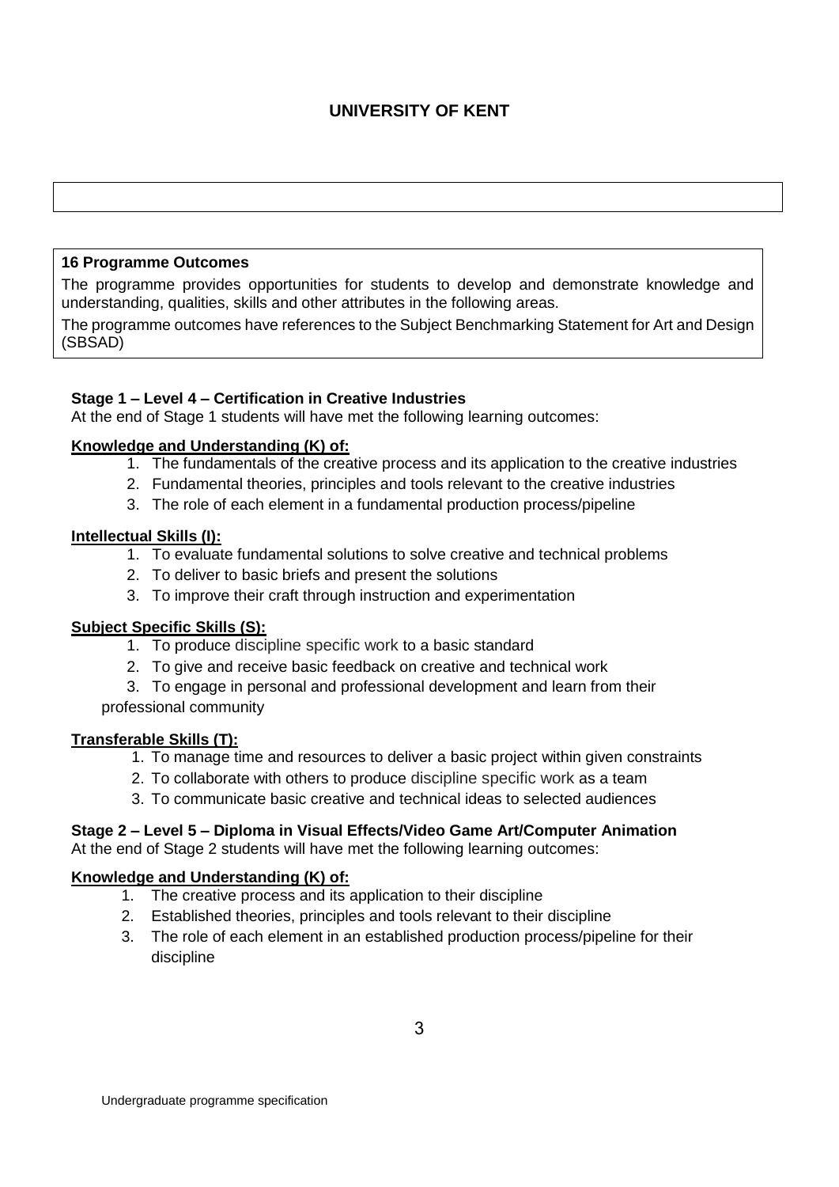# UNIVERSITY OF KENT

## 16 Programme Outcomes

The programme provides opportunities for students to develop and demonstrate knowledge and understanding, qualities, skills and other attributes in the following areas.

The programme outcomes have references to the Subject Benchmarking Statement for Art and Design (SBSAD)

### Stage 1 – Level 4 – Certification in Creative Industries

At the end of Stage 1 students will have met the following learning outcomes:

**Knowledge and Understanding (K) of:**

1. The fundamentals of the creative process and its application to the creative industries
2. Fundamental theories, principles and tools relevant to the creative industries
3. The role of each element in a fundamental production process/pipeline

**Intellectual Skills (I):**

1. To evaluate fundamental solutions to solve creative and technical problems
2. To deliver to basic briefs and present the solutions
3. To improve their craft through instruction and experimentation

**Subject Specific Skills (S):**

1. To produce discipline specific work to a basic standard
2. To give and receive basic feedback on creative and technical work
3. To engage in personal and professional development and learn from their professional community

**Transferable Skills (T):**

1. To manage time and resources to deliver a basic project within given constraints
2. To collaborate with others to produce discipline specific work as a team
3. To communicate basic creative and technical ideas to selected audiences

### Stage 2 – Level 5 – Diploma in Visual Effects/Video Game Art/Computer Animation

At the end of Stage 2 students will have met the following learning outcomes:

**Knowledge and Understanding (K) of:**

1. The creative process and its application to their discipline
2. Established theories, principles and tools relevant to their discipline
3. The role of each element in an established production process/pipeline for their discipline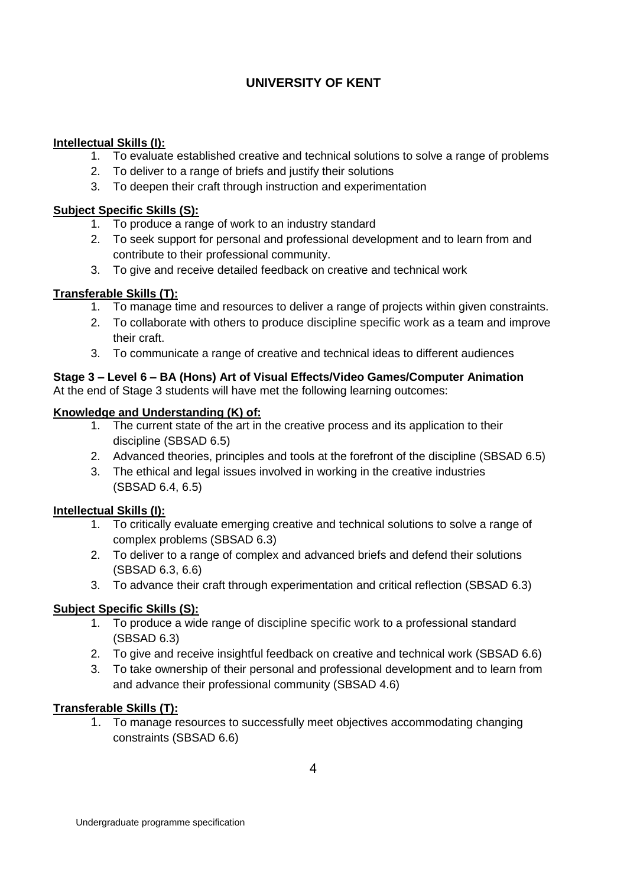**Intellectual Skills (I):**

1. To evaluate established creative and technical solutions to solve a range of problems
2. To deliver to a range of briefs and justify their solutions
3. To deepen their craft through instruction and experimentation

**Subject Specific Skills (S):**

1. To produce a range of work to an industry standard
2. To seek support for personal and professional development and to learn from and contribute to their professional community.
3. To give and receive detailed feedback on creative and technical work

**Transferable Skills (T):**

1. To manage time and resources to deliver a range of projects within given constraints.
2. To collaborate with others to produce discipline specific work as a team and improve their craft.
3. To communicate a range of creative and technical ideas to different audiences

**Stage 3 – Level 6 – BA (Hons) Art of Visual Effects/Video Games/Computer Animation**

At the end of Stage 3 students will have met the following learning outcomes:

**Knowledge and Understanding (K) of:**

1. The current state of the art in the creative process and its application to their discipline (SBSAD 6.5)
2. Advanced theories, principles and tools at the forefront of the discipline (SBSAD 6.5)
3. The ethical and legal issues involved in working in the creative industries (SBSAD 6.4, 6.5)

**Intellectual Skills (I):**

1. To critically evaluate emerging creative and technical solutions to solve a range of complex problems (SBSAD 6.3)
2. To deliver to a range of complex and advanced briefs and defend their solutions (SBSAD 6.3, 6.6)
3. To advance their craft through experimentation and critical reflection (SBSAD 6.3)

**Subject Specific Skills (S):**

1. To produce a wide range of discipline specific work to a professional standard (SBSAD 6.3)
2. To give and receive insightful feedback on creative and technical work (SBSAD 6.6)
3. To take ownership of their personal and professional development and to learn from and advance their professional community (SBSAD 4.6)

**Transferable Skills (T):**

1. To manage resources to successfully meet objectives accommodating changing constraints (SBSAD 6.6)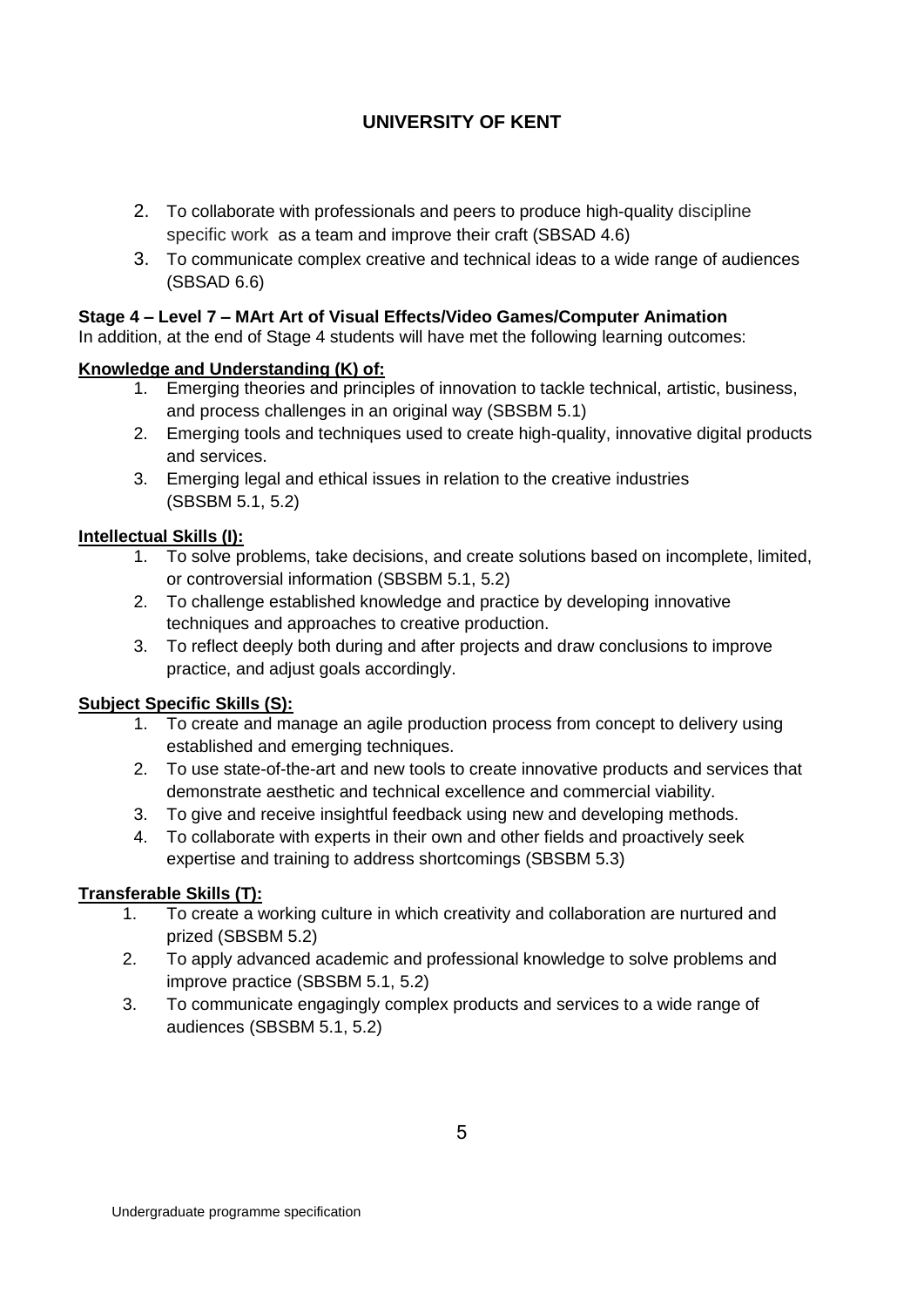2. To collaborate with professionals and peers to produce high-quality discipline specific work as a team and improve their craft (SBSAD 4.6)
3. To communicate complex creative and technical ideas to a wide range of audiences (SBSAD 6.6)

**Stage 4 – Level 7 – MArt Art of Visual Effects/Video Games/Computer Animation**
In addition, at the end of Stage 4 students will have met the following learning outcomes:

**Knowledge and Understanding (K) of:**

1. Emerging theories and principles of innovation to tackle technical, artistic, business, and process challenges in an original way (SBSBM 5.1)
2. Emerging tools and techniques used to create high-quality, innovative digital products and services.
3. Emerging legal and ethical issues in relation to the creative industries (SBSBM 5.1, 5.2)

**Intellectual Skills (I):**

1. To solve problems, take decisions, and create solutions based on incomplete, limited, or controversial information (SBSBM 5.1, 5.2)
2. To challenge established knowledge and practice by developing innovative techniques and approaches to creative production.
3. To reflect deeply both during and after projects and draw conclusions to improve practice, and adjust goals accordingly.

**Subject Specific Skills (S):**

1. To create and manage an agile production process from concept to delivery using established and emerging techniques.
2. To use state-of-the-art and new tools to create innovative products and services that demonstrate aesthetic and technical excellence and commercial viability.
3. To give and receive insightful feedback using new and developing methods.
4. To collaborate with experts in their own and other fields and proactively seek expertise and training to address shortcomings (SBSBM 5.3)

**Transferable Skills (T):**

1. To create a working culture in which creativity and collaboration are nurtured and prized (SBSBM 5.2)
2. To apply advanced academic and professional knowledge to solve problems and improve practice (SBSBM 5.1, 5.2)
3. To communicate engagingly complex products and services to a wide range of audiences (SBSBM 5.1, 5.2)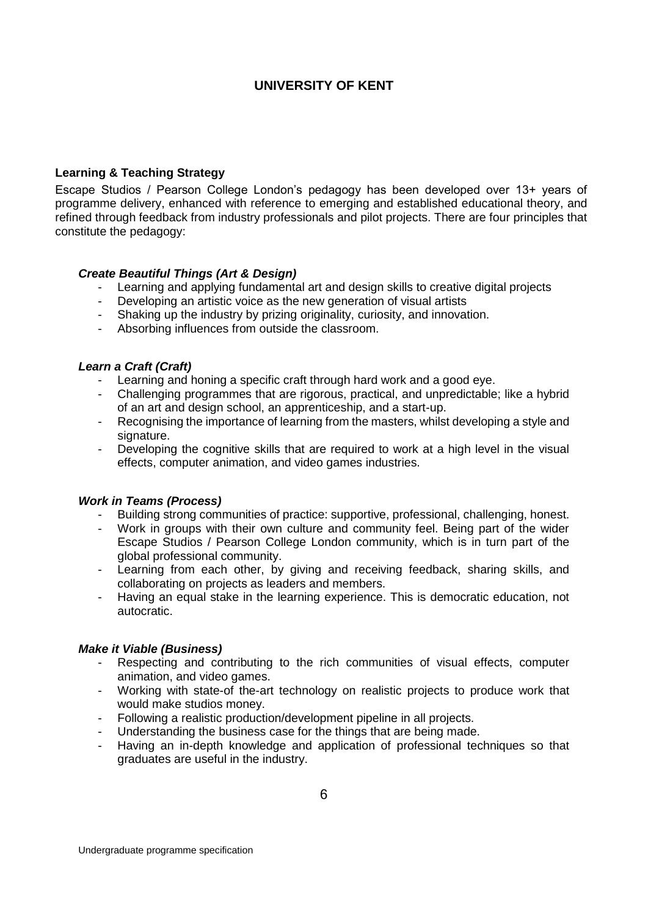**UNIVERSITY OF KENT**

**Learning & Teaching Strategy**

Escape Studios / Pearson College London's pedagogy has been developed over 13+ years of programme delivery, enhanced with reference to emerging and established educational theory, and refined through feedback from industry professionals and pilot projects. There are four principles that constitute the pedagogy:

***Create Beautiful Things (Art & Design)***

- Learning and applying fundamental art and design skills to creative digital projects
- Developing an artistic voice as the new generation of visual artists
- Shaking up the industry by prizing originality, curiosity, and innovation.
- Absorbing influences from outside the classroom.

***Learn a Craft (Craft)***

- Learning and honing a specific craft through hard work and a good eye.
- Challenging programmes that are rigorous, practical, and unpredictable; like a hybrid of an art and design school, an apprenticeship, and a start-up.
- Recognising the importance of learning from the masters, whilst developing a style and signature.
- Developing the cognitive skills that are required to work at a high level in the visual effects, computer animation, and video games industries.

***Work in Teams (Process)***

- Building strong communities of practice: supportive, professional, challenging, honest.
- Work in groups with their own culture and community feel. Being part of the wider Escape Studios / Pearson College London community, which is in turn part of the global professional community.
- Learning from each other, by giving and receiving feedback, sharing skills, and collaborating on projects as leaders and members.
- Having an equal stake in the learning experience. This is democratic education, not autocratic.

***Make it Viable (Business)***

- Respecting and contributing to the rich communities of visual effects, computer animation, and video games.
- Working with state-of the-art technology on realistic projects to produce work that would make studios money.
- Following a realistic production/development pipeline in all projects.
- Understanding the business case for the things that are being made.
- Having an in-depth knowledge and application of professional techniques so that graduates are useful in the industry.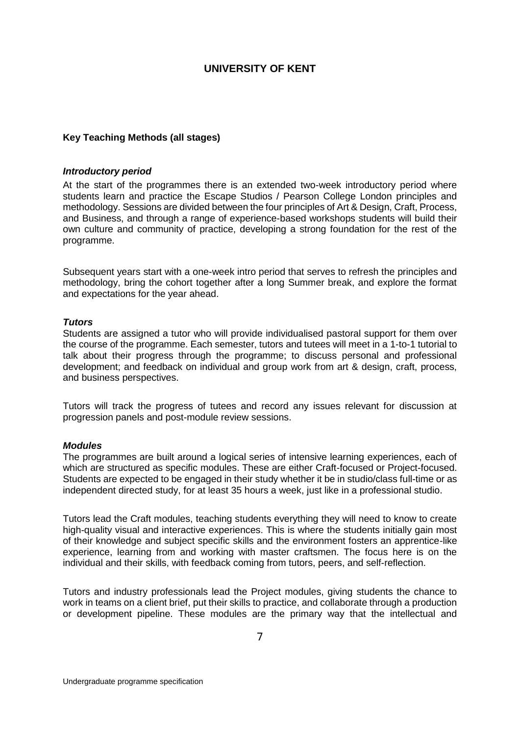**Key Teaching Methods (all stages)**

***Introductory period***

At the start of the programmes there is an extended two-week introductory period where students learn and practice the Escape Studios / Pearson College London principles and methodology. Sessions are divided between the four principles of Art & Design, Craft, Process, and Business, and through a range of experience-based workshops students will build their own culture and community of practice, developing a strong foundation for the rest of the programme.

Subsequent years start with a one-week intro period that serves to refresh the principles and methodology, bring the cohort together after a long Summer break, and explore the format and expectations for the year ahead.

***Tutors***

Students are assigned a tutor who will provide individualised pastoral support for them over the course of the programme. Each semester, tutors and tutees will meet in a 1-to-1 tutorial to talk about their progress through the programme; to discuss personal and professional development; and feedback on individual and group work from art & design, craft, process, and business perspectives.

Tutors will track the progress of tutees and record any issues relevant for discussion at progression panels and post-module review sessions.

***Modules***

The programmes are built around a logical series of intensive learning experiences, each of which are structured as specific modules. These are either Craft-focused or Project-focused. Students are expected to be engaged in their study whether it be in studio/class full-time or as independent directed study, for at least 35 hours a week, just like in a professional studio.

Tutors lead the Craft modules, teaching students everything they will need to know to create high-quality visual and interactive experiences. This is where the students initially gain most of their knowledge and subject specific skills and the environment fosters an apprentice-like experience, learning from and working with master craftsmen. The focus here is on the individual and their skills, with feedback coming from tutors, peers, and self-reflection.

Tutors and industry professionals lead the Project modules, giving students the chance to work in teams on a client brief, put their skills to practice, and collaborate through a production or development pipeline. These modules are the primary way that the intellectual and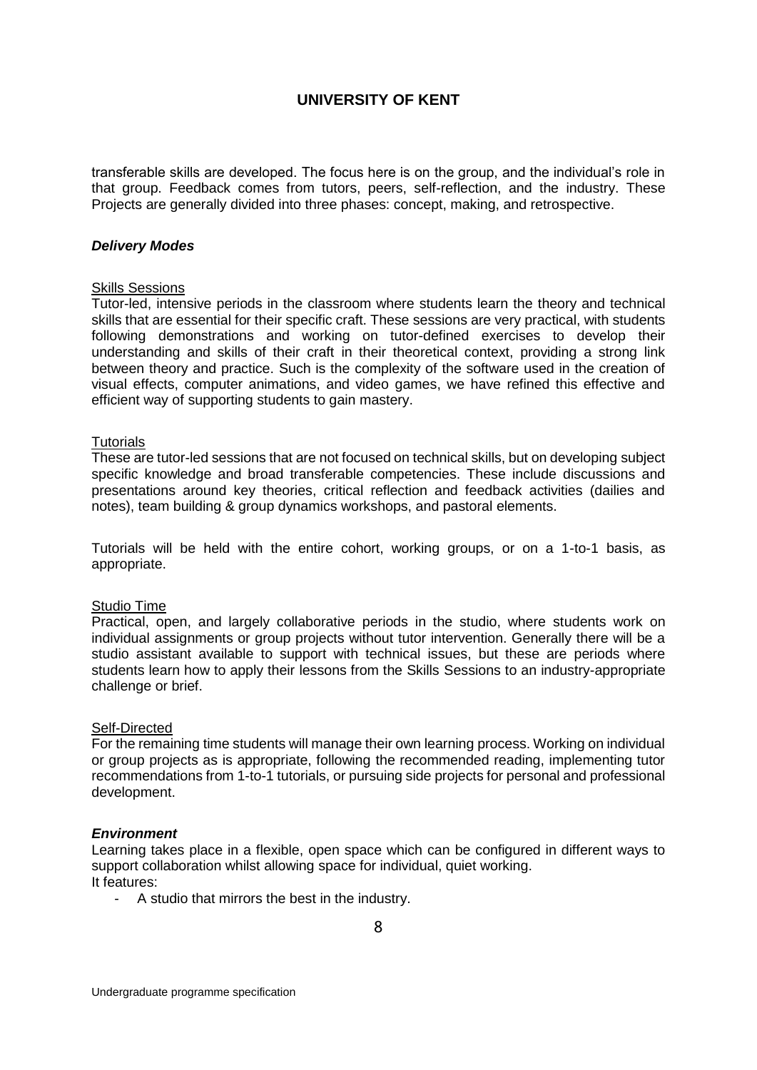transferable skills are developed. The focus here is on the group, and the individual's role in that group. Feedback comes from tutors, peers, self-reflection, and the industry. These Projects are generally divided into three phases: concept, making, and retrospective.

***Delivery Modes***

Skills Sessions

Tutor-led, intensive periods in the classroom where students learn the theory and technical skills that are essential for their specific craft. These sessions are very practical, with students following demonstrations and working on tutor-defined exercises to develop their understanding and skills of their craft in their theoretical context, providing a strong link between theory and practice. Such is the complexity of the software used in the creation of visual effects, computer animations, and video games, we have refined this effective and efficient way of supporting students to gain mastery.

Tutorials

These are tutor-led sessions that are not focused on technical skills, but on developing subject specific knowledge and broad transferable competencies. These include discussions and presentations around key theories, critical reflection and feedback activities (dailies and notes), team building & group dynamics workshops, and pastoral elements.

Tutorials will be held with the entire cohort, working groups, or on a 1-to-1 basis, as appropriate.

Studio Time

Practical, open, and largely collaborative periods in the studio, where students work on individual assignments or group projects without tutor intervention. Generally there will be a studio assistant available to support with technical issues, but these are periods where students learn how to apply their lessons from the Skills Sessions to an industry-appropriate challenge or brief.

Self-Directed

For the remaining time students will manage their own learning process. Working on individual or group projects as is appropriate, following the recommended reading, implementing tutor recommendations from 1-to-1 tutorials, or pursuing side projects for personal and professional development.

***Environment***

Learning takes place in a flexible, open space which can be configured in different ways to support collaboration whilst allowing space for individual, quiet working.
It features:

- A studio that mirrors the best in the industry.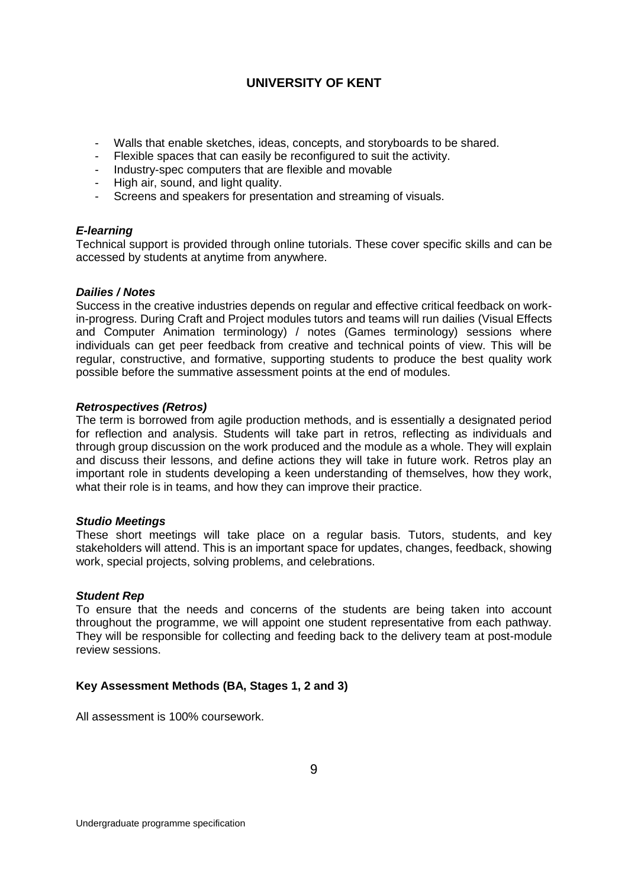- Walls that enable sketches, ideas, concepts, and storyboards to be shared.
- Flexible spaces that can easily be reconfigured to suit the activity.
- Industry-spec computers that are flexible and movable
- High air, sound, and light quality.
- Screens and speakers for presentation and streaming of visuals.

***E-learning***

Technical support is provided through online tutorials. These cover specific skills and can be accessed by students at anytime from anywhere.

***Dailies / Notes***

Success in the creative industries depends on regular and effective critical feedback on work-in-progress. During Craft and Project modules tutors and teams will run dailies (Visual Effects and Computer Animation terminology) / notes (Games terminology) sessions where individuals can get peer feedback from creative and technical points of view. This will be regular, constructive, and formative, supporting students to produce the best quality work possible before the summative assessment points at the end of modules.

***Retrospectives (Retros)***

The term is borrowed from agile production methods, and is essentially a designated period for reflection and analysis. Students will take part in retros, reflecting as individuals and through group discussion on the work produced and the module as a whole. They will explain and discuss their lessons, and define actions they will take in future work. Retros play an important role in students developing a keen understanding of themselves, how they work, what their role is in teams, and how they can improve their practice.

***Studio Meetings***

These short meetings will take place on a regular basis. Tutors, students, and key stakeholders will attend. This is an important space for updates, changes, feedback, showing work, special projects, solving problems, and celebrations.

***Student Rep***

To ensure that the needs and concerns of the students are being taken into account throughout the programme, we will appoint one student representative from each pathway. They will be responsible for collecting and feeding back to the delivery team at post-module review sessions.

**Key Assessment Methods (BA, Stages 1, 2 and 3)**

All assessment is 100% coursework.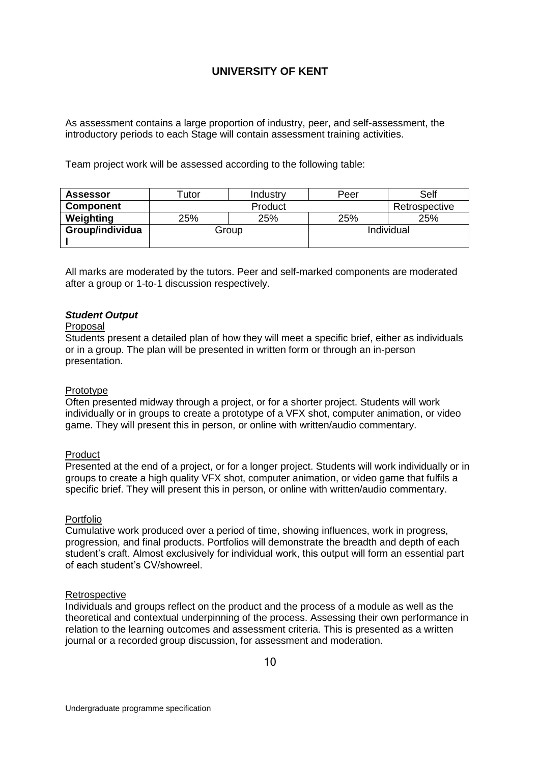**UNIVERSITY OF KENT**

As assessment contains a large proportion of industry, peer, and self-assessment, the introductory periods to each Stage will contain assessment training activities.

Team project work will be assessed according to the following table:

| Assessor | Tutor | Industry | Peer | Self |
|---|---|---|---|---|
| Component | Product | | | Retrospective |
| Weighting | 25% | 25% | 25% | 25% |
| Group/individual | Group | | Individual | |

All marks are moderated by the tutors. Peer and self-marked components are moderated after a group or 1-to-1 discussion respectively.

***Student Output***

Proposal

Students present a detailed plan of how they will meet a specific brief, either as individuals or in a group. The plan will be presented in written form or through an in-person presentation.

Prototype

Often presented midway through a project, or for a shorter project. Students will work individually or in groups to create a prototype of a VFX shot, computer animation, or video game. They will present this in person, or online with written/audio commentary.

Product

Presented at the end of a project, or for a longer project. Students will work individually or in groups to create a high quality VFX shot, computer animation, or video game that fulfils a specific brief. They will present this in person, or online with written/audio commentary.

Portfolio

Cumulative work produced over a period of time, showing influences, work in progress, progression, and final products. Portfolios will demonstrate the breadth and depth of each student's craft. Almost exclusively for individual work, this output will form an essential part of each student's CV/showreel.

Retrospective

Individuals and groups reflect on the product and the process of a module as well as the theoretical and contextual underpinning of the process. Assessing their own performance in relation to the learning outcomes and assessment criteria. This is presented as a written journal or a recorded group discussion, for assessment and moderation.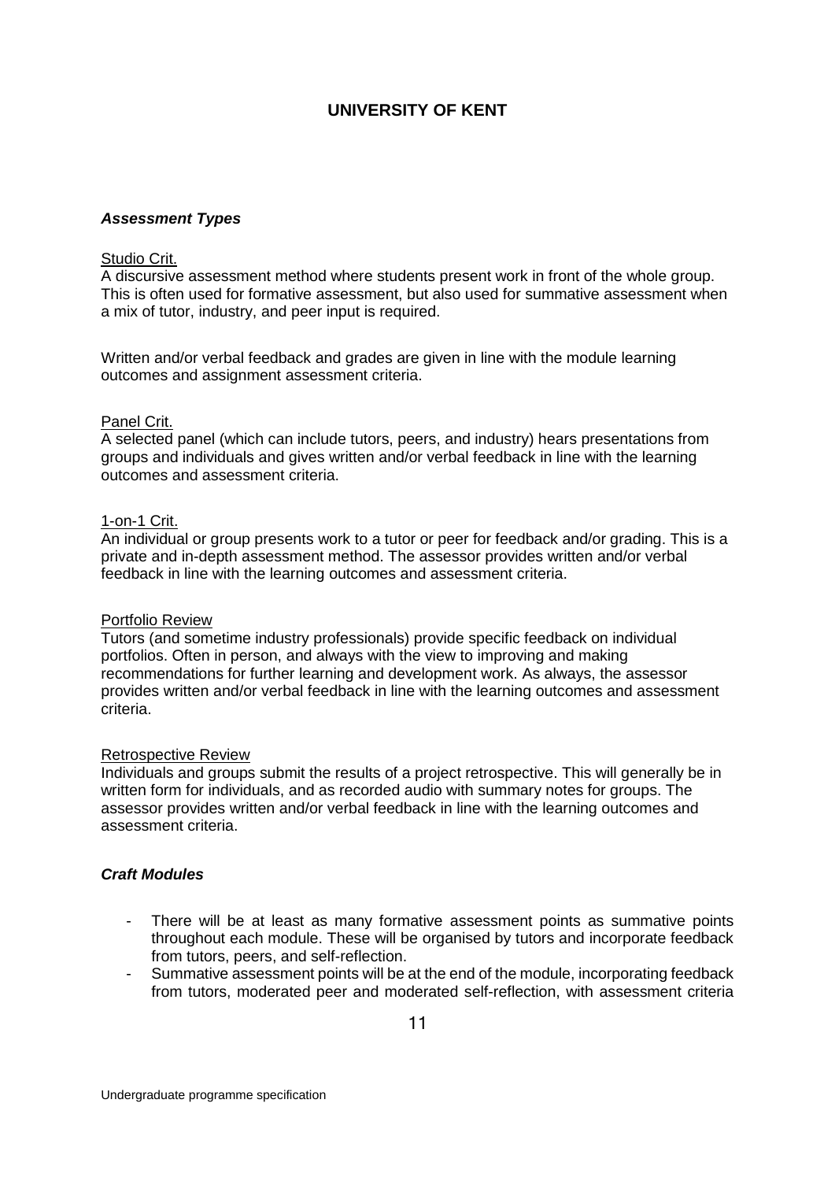### ***Assessment Types***

Studio Crit.
A discursive assessment method where students present work in front of the whole group. This is often used for formative assessment, but also used for summative assessment when a mix of tutor, industry, and peer input is required.

Written and/or verbal feedback and grades are given in line with the module learning outcomes and assignment assessment criteria.

Panel Crit.
A selected panel (which can include tutors, peers, and industry) hears presentations from groups and individuals and gives written and/or verbal feedback in line with the learning outcomes and assessment criteria.

1-on-1 Crit.
An individual or group presents work to a tutor or peer for feedback and/or grading. This is a private and in-depth assessment method. The assessor provides written and/or verbal feedback in line with the learning outcomes and assessment criteria.

Portfolio Review
Tutors (and sometime industry professionals) provide specific feedback on individual portfolios. Often in person, and always with the view to improving and making recommendations for further learning and development work. As always, the assessor provides written and/or verbal feedback in line with the learning outcomes and assessment criteria.

Retrospective Review
Individuals and groups submit the results of a project retrospective. This will generally be in written form for individuals, and as recorded audio with summary notes for groups. The assessor provides written and/or verbal feedback in line with the learning outcomes and assessment criteria.

### ***Craft Modules***

- There will be at least as many formative assessment points as summative points throughout each module. These will be organised by tutors and incorporate feedback from tutors, peers, and self-reflection.
- Summative assessment points will be at the end of the module, incorporating feedback from tutors, moderated peer and moderated self-reflection, with assessment criteria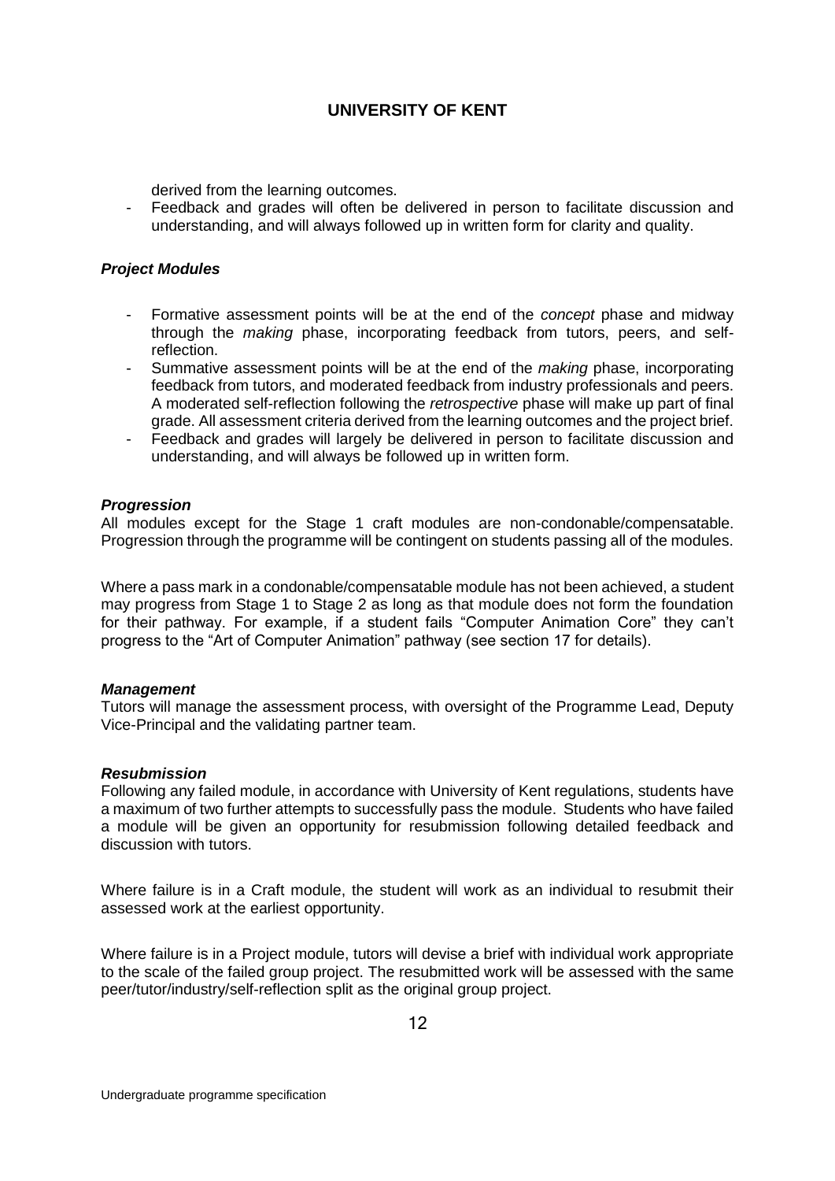derived from the learning outcomes.

- Feedback and grades will often be delivered in person to facilitate discussion and understanding, and will always followed up in written form for clarity and quality.

***Project Modules***

- Formative assessment points will be at the end of the *concept* phase and midway through the *making* phase, incorporating feedback from tutors, peers, and self-reflection.
- Summative assessment points will be at the end of the *making* phase, incorporating feedback from tutors, and moderated feedback from industry professionals and peers. A moderated self-reflection following the *retrospective* phase will make up part of final grade. All assessment criteria derived from the learning outcomes and the project brief.
- Feedback and grades will largely be delivered in person to facilitate discussion and understanding, and will always be followed up in written form.

***Progression***

All modules except for the Stage 1 craft modules are non-condonable/compensatable. Progression through the programme will be contingent on students passing all of the modules.

Where a pass mark in a condonable/compensatable module has not been achieved, a student may progress from Stage 1 to Stage 2 as long as that module does not form the foundation for their pathway. For example, if a student fails "Computer Animation Core" they can't progress to the "Art of Computer Animation" pathway (see section 17 for details).

***Management***

Tutors will manage the assessment process, with oversight of the Programme Lead, Deputy Vice-Principal and the validating partner team.

***Resubmission***

Following any failed module, in accordance with University of Kent regulations, students have a maximum of two further attempts to successfully pass the module. Students who have failed a module will be given an opportunity for resubmission following detailed feedback and discussion with tutors.

Where failure is in a Craft module, the student will work as an individual to resubmit their assessed work at the earliest opportunity.

Where failure is in a Project module, tutors will devise a brief with individual work appropriate to the scale of the failed group project. The resubmitted work will be assessed with the same peer/tutor/industry/self-reflection split as the original group project.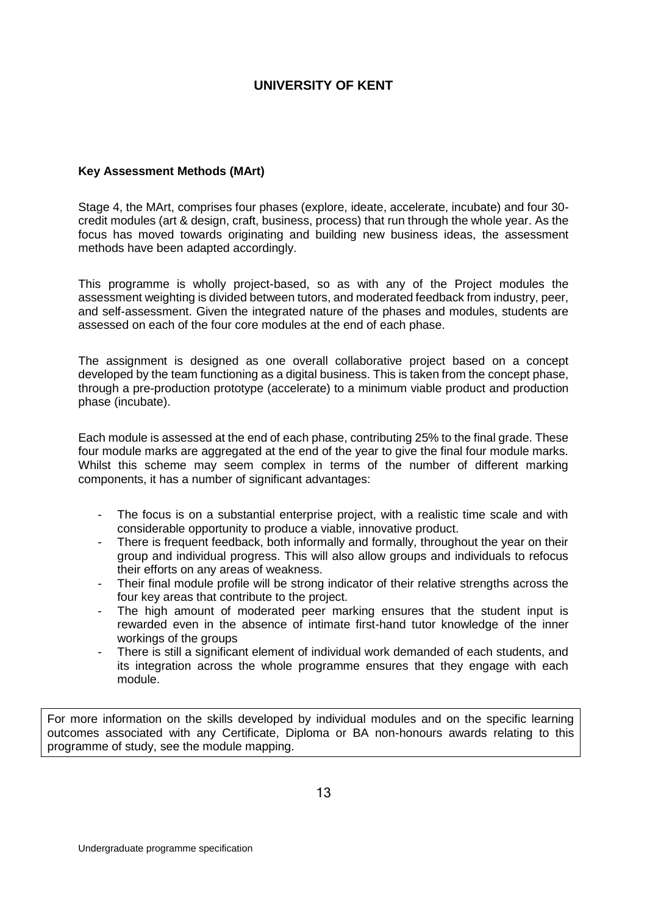**Key Assessment Methods (MArt)**

Stage 4, the MArt, comprises four phases (explore, ideate, accelerate, incubate) and four 30-credit modules (art & design, craft, business, process) that run through the whole year. As the focus has moved towards originating and building new business ideas, the assessment methods have been adapted accordingly.

This programme is wholly project-based, so as with any of the Project modules the assessment weighting is divided between tutors, and moderated feedback from industry, peer, and self-assessment. Given the integrated nature of the phases and modules, students are assessed on each of the four core modules at the end of each phase.

The assignment is designed as one overall collaborative project based on a concept developed by the team functioning as a digital business. This is taken from the concept phase, through a pre-production prototype (accelerate) to a minimum viable product and production phase (incubate).

Each module is assessed at the end of each phase, contributing 25% to the final grade. These four module marks are aggregated at the end of the year to give the final four module marks. Whilst this scheme may seem complex in terms of the number of different marking components, it has a number of significant advantages:

- The focus is on a substantial enterprise project, with a realistic time scale and with considerable opportunity to produce a viable, innovative product.
- There is frequent feedback, both informally and formally, throughout the year on their group and individual progress. This will also allow groups and individuals to refocus their efforts on any areas of weakness.
- Their final module profile will be strong indicator of their relative strengths across the four key areas that contribute to the project.
- The high amount of moderated peer marking ensures that the student input is rewarded even in the absence of intimate first-hand tutor knowledge of the inner workings of the groups
- There is still a significant element of individual work demanded of each students, and its integration across the whole programme ensures that they engage with each module.

For more information on the skills developed by individual modules and on the specific learning outcomes associated with any Certificate, Diploma or BA non-honours awards relating to this programme of study, see the module mapping.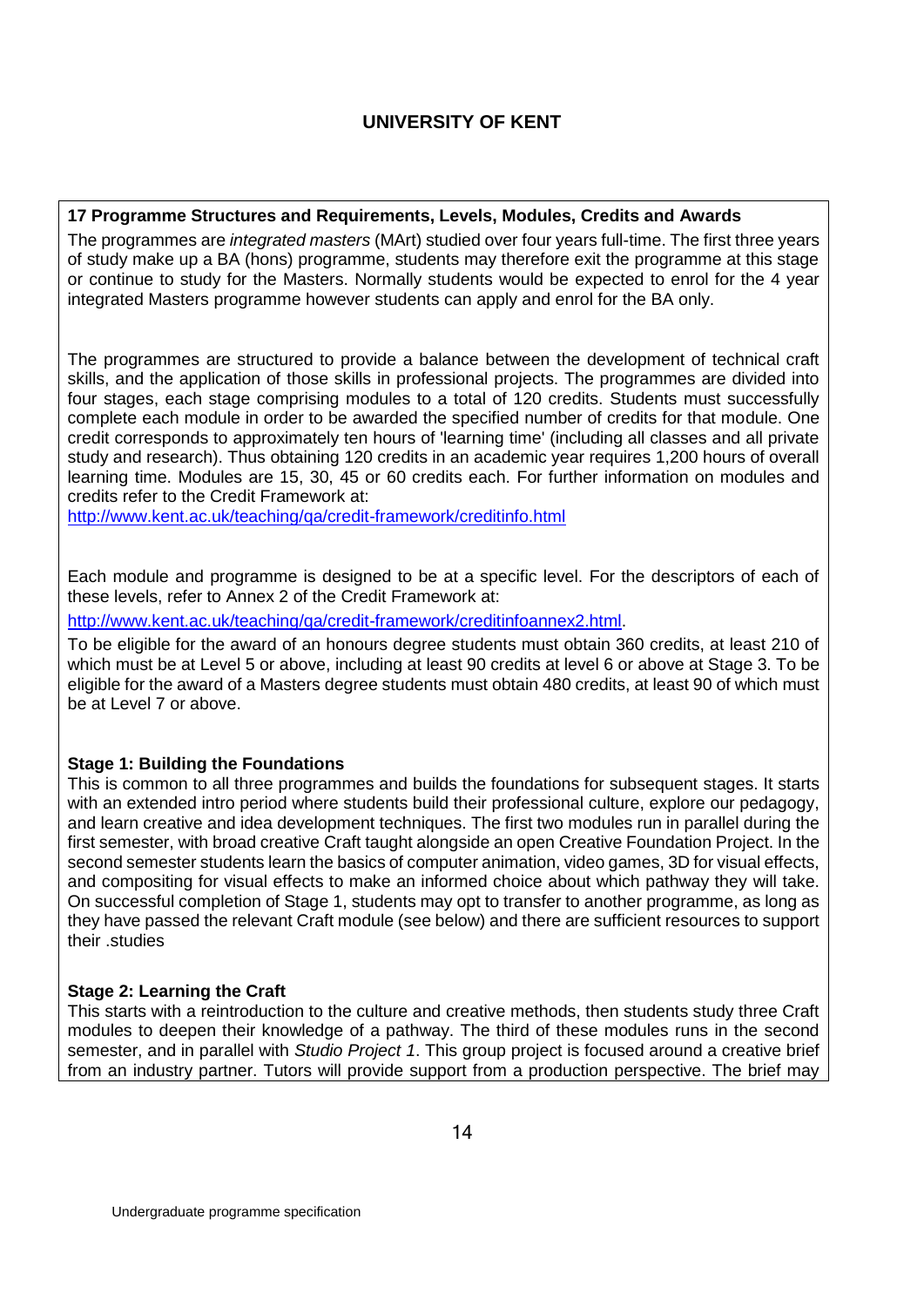## 17 Programme Structures and Requirements, Levels, Modules, Credits and Awards

The programmes are *integrated masters* (MArt) studied over four years full-time. The first three years of study make up a BA (hons) programme, students may therefore exit the programme at this stage or continue to study for the Masters. Normally students would be expected to enrol for the 4 year integrated Masters programme however students can apply and enrol for the BA only.

The programmes are structured to provide a balance between the development of technical craft skills, and the application of those skills in professional projects. The programmes are divided into four stages, each stage comprising modules to a total of 120 credits. Students must successfully complete each module in order to be awarded the specified number of credits for that module. One credit corresponds to approximately ten hours of 'learning time' (including all classes and all private study and research). Thus obtaining 120 credits in an academic year requires 1,200 hours of overall learning time. Modules are 15, 30, 45 or 60 credits each. For further information on modules and credits refer to the Credit Framework at:
http://www.kent.ac.uk/teaching/qa/credit-framework/creditinfo.html

Each module and programme is designed to be at a specific level. For the descriptors of each of these levels, refer to Annex 2 of the Credit Framework at:

http://www.kent.ac.uk/teaching/qa/credit-framework/creditinfoannex2.html.

To be eligible for the award of an honours degree students must obtain 360 credits, at least 210 of which must be at Level 5 or above, including at least 90 credits at level 6 or above at Stage 3. To be eligible for the award of a Masters degree students must obtain 480 credits, at least 90 of which must be at Level 7 or above.

**Stage 1: Building the Foundations**
This is common to all three programmes and builds the foundations for subsequent stages. It starts with an extended intro period where students build their professional culture, explore our pedagogy, and learn creative and idea development techniques. The first two modules run in parallel during the first semester, with broad creative Craft taught alongside an open Creative Foundation Project. In the second semester students learn the basics of computer animation, video games, 3D for visual effects, and compositing for visual effects to make an informed choice about which pathway they will take. On successful completion of Stage 1, students may opt to transfer to another programme, as long as they have passed the relevant Craft module (see below) and there are sufficient resources to support their .studies

**Stage 2: Learning the Craft**
This starts with a reintroduction to the culture and creative methods, then students study three Craft modules to deepen their knowledge of a pathway. The third of these modules runs in the second semester, and in parallel with *Studio Project 1*. This group project is focused around a creative brief from an industry partner. Tutors will provide support from a production perspective. The brief may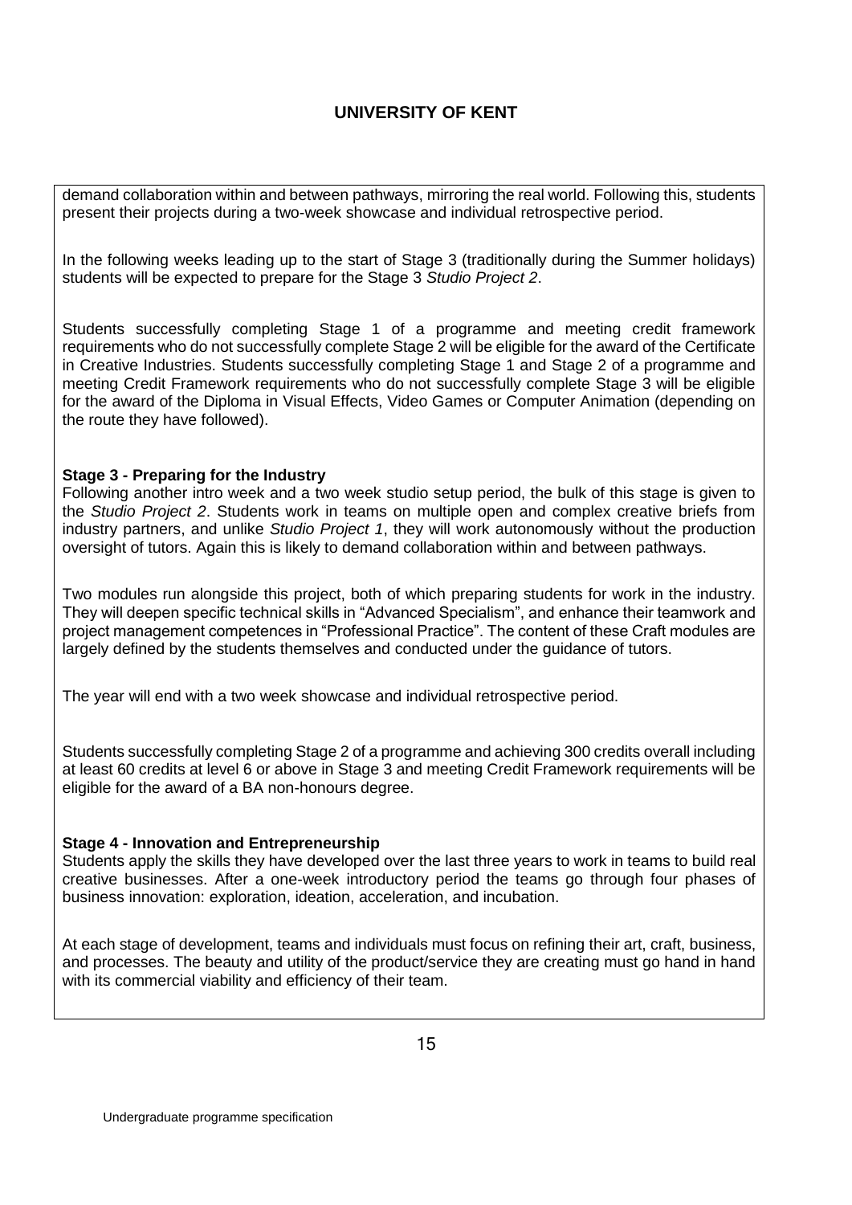demand collaboration within and between pathways, mirroring the real world. Following this, students present their projects during a two-week showcase and individual retrospective period.

In the following weeks leading up to the start of Stage 3 (traditionally during the Summer holidays) students will be expected to prepare for the Stage 3 *Studio Project 2*.

Students successfully completing Stage 1 of a programme and meeting credit framework requirements who do not successfully complete Stage 2 will be eligible for the award of the Certificate in Creative Industries. Students successfully completing Stage 1 and Stage 2 of a programme and meeting Credit Framework requirements who do not successfully complete Stage 3 will be eligible for the award of the Diploma in Visual Effects, Video Games or Computer Animation (depending on the route they have followed).

**Stage 3 - Preparing for the Industry**

Following another intro week and a two week studio setup period, the bulk of this stage is given to the *Studio Project 2*. Students work in teams on multiple open and complex creative briefs from industry partners, and unlike *Studio Project 1*, they will work autonomously without the production oversight of tutors. Again this is likely to demand collaboration within and between pathways.

Two modules run alongside this project, both of which preparing students for work in the industry. They will deepen specific technical skills in "Advanced Specialism", and enhance their teamwork and project management competences in "Professional Practice". The content of these Craft modules are largely defined by the students themselves and conducted under the guidance of tutors.

The year will end with a two week showcase and individual retrospective period.

Students successfully completing Stage 2 of a programme and achieving 300 credits overall including at least 60 credits at level 6 or above in Stage 3 and meeting Credit Framework requirements will be eligible for the award of a BA non-honours degree.

**Stage 4 - Innovation and Entrepreneurship**

Students apply the skills they have developed over the last three years to work in teams to build real creative businesses. After a one-week introductory period the teams go through four phases of business innovation: exploration, ideation, acceleration, and incubation.

At each stage of development, teams and individuals must focus on refining their art, craft, business, and processes. The beauty and utility of the product/service they are creating must go hand in hand with its commercial viability and efficiency of their team.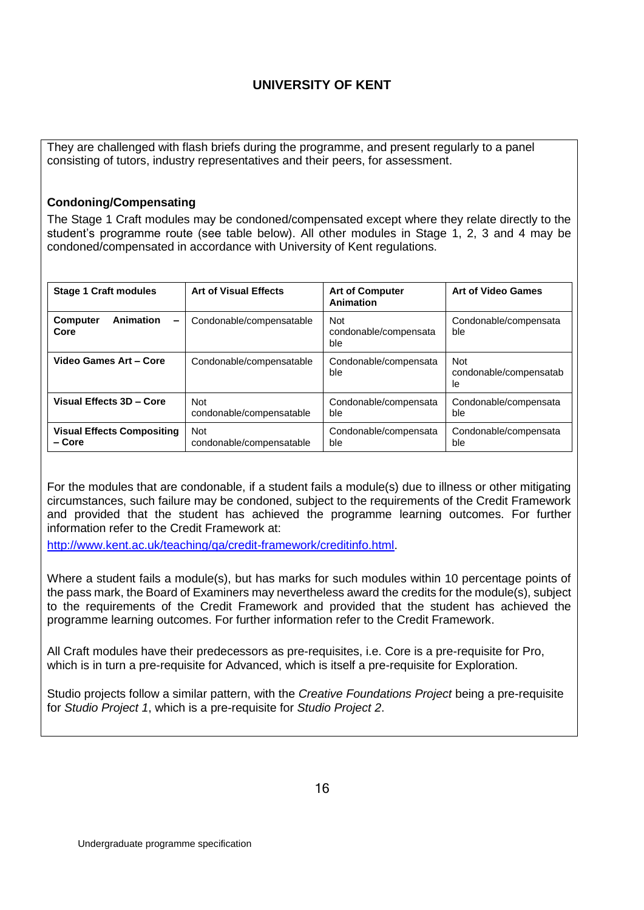They are challenged with flash briefs during the programme, and present regularly to a panel consisting of tutors, industry representatives and their peers, for assessment.

**Condoning/Compensating**

The Stage 1 Craft modules may be condoned/compensated except where they relate directly to the student's programme route (see table below). All other modules in Stage 1, 2, 3 and 4 may be condoned/compensated in accordance with University of Kent regulations.

| Stage 1 Craft modules | Art of Visual Effects | Art of Computer Animation | Art of Video Games |
|---|---|---|---|
| **Computer Animation – Core** | Condonable/compensatable | Not condonable/compensatable | Condonable/compensatable |
| **Video Games Art – Core** | Condonable/compensatable | Condonable/compensatable | Not condonable/compensatable |
| **Visual Effects 3D – Core** | Not condonable/compensatable | Condonable/compensatable | Condonable/compensatable |
| **Visual Effects Compositing – Core** | Not condonable/compensatable | Condonable/compensatable | Condonable/compensatable |

For the modules that are condonable, if a student fails a module(s) due to illness or other mitigating circumstances, such failure may be condoned, subject to the requirements of the Credit Framework and provided that the student has achieved the programme learning outcomes. For further information refer to the Credit Framework at:
http://www.kent.ac.uk/teaching/qa/credit-framework/creditinfo.html.

Where a student fails a module(s), but has marks for such modules within 10 percentage points of the pass mark, the Board of Examiners may nevertheless award the credits for the module(s), subject to the requirements of the Credit Framework and provided that the student has achieved the programme learning outcomes. For further information refer to the Credit Framework.

All Craft modules have their predecessors as pre-requisites, i.e. Core is a pre-requisite for Pro, which is in turn a pre-requisite for Advanced, which is itself a pre-requisite for Exploration.

Studio projects follow a similar pattern, with the *Creative Foundations Project* being a pre-requisite for *Studio Project 1*, which is a pre-requisite for *Studio Project 2*.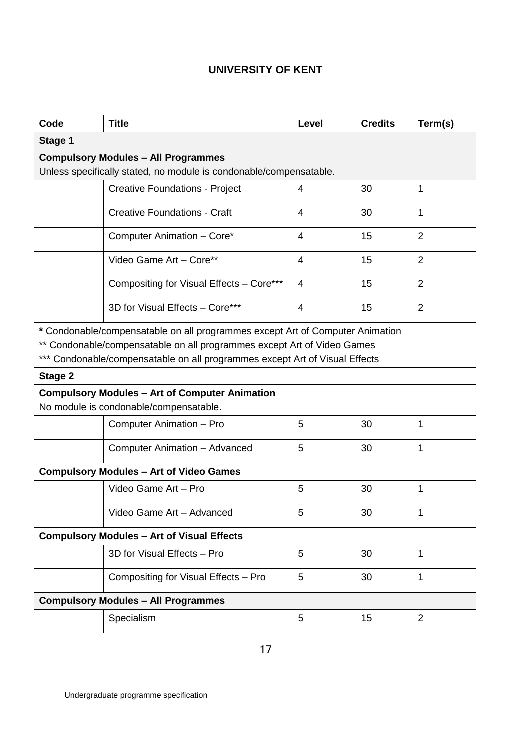**UNIVERSITY OF KENT**

| Code | Title | Level | Credits | Term(s) |
|---|---|---|---|---|
| **Stage 1** | | | | |
| **Compulsory Modules – All Programmes** Unless specifically stated, no module is condonable/compensatable. | | | | |
| | Creative Foundations - Project | 4 | 30 | 1 |
| | Creative Foundations - Craft | 4 | 30 | 1 |
| | Computer Animation – Core* | 4 | 15 | 2 |
| | Video Game Art – Core** | 4 | 15 | 2 |
| | Compositing for Visual Effects – Core*** | 4 | 15 | 2 |
| | 3D for Visual Effects – Core*** | 4 | 15 | 2 |
| **\*** Condonable/compensatable on all programmes except Art of Computer Animation<br>** Condonable/compensatable on all programmes except Art of Video Games<br>*** Condonable/compensatable on all programmes except Art of Visual Effects | | | | |
| **Stage 2** | | | | |
| **Compulsory Modules – Art of Computer Animation** No module is condonable/compensatable. | | | | |
| | Computer Animation – Pro | 5 | 30 | 1 |
| | Computer Animation – Advanced | 5 | 30 | 1 |
| **Compulsory Modules – Art of Video Games** | | | | |
| | Video Game Art – Pro | 5 | 30 | 1 |
| | Video Game Art – Advanced | 5 | 30 | 1 |
| **Compulsory Modules – Art of Visual Effects** | | | | |
| | 3D for Visual Effects – Pro | 5 | 30 | 1 |
| | Compositing for Visual Effects – Pro | 5 | 30 | 1 |
| **Compulsory Modules – All Programmes** | | | | |
| | Specialism | 5 | 15 | 2 |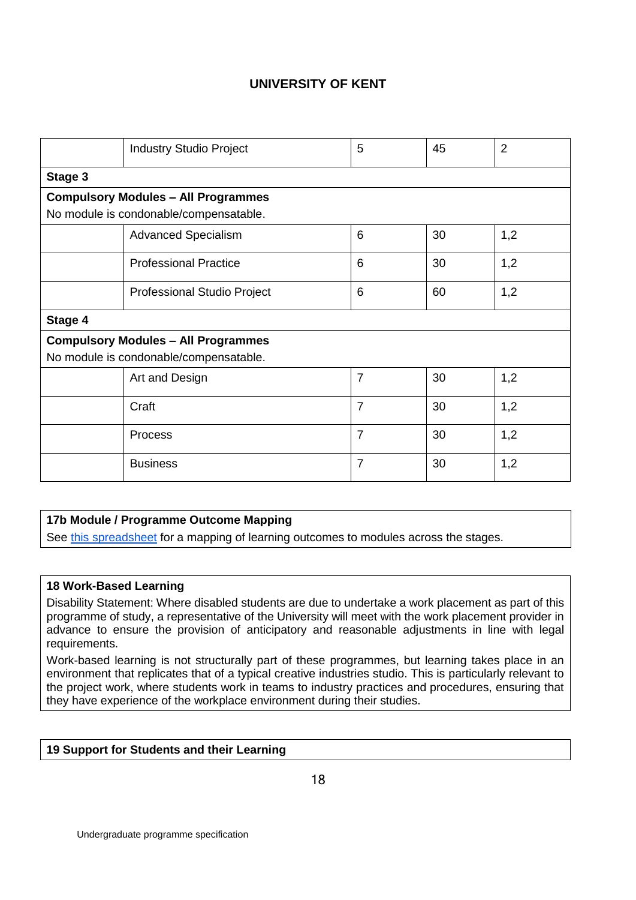**UNIVERSITY OF KENT**

| | | | | |
|---|---|---|---|---|
| | Industry Studio Project | 5 | 45 | 2 |
| **Stage 3** | | | | |
| **Compulsory Modules – All Programmes**<br>No module is condonable/compensatable. | | | | |
| | Advanced Specialism | 6 | 30 | 1,2 |
| | Professional Practice | 6 | 30 | 1,2 |
| | Professional Studio Project | 6 | 60 | 1,2 |
| **Stage 4** | | | | |
| **Compulsory Modules – All Programmes**<br>No module is condonable/compensatable. | | | | |
| | Art and Design | 7 | 30 | 1,2 |
| | Craft | 7 | 30 | 1,2 |
| | Process | 7 | 30 | 1,2 |
| | Business | 7 | 30 | 1,2 |

**17b Module / Programme Outcome Mapping**

See this spreadsheet for a mapping of learning outcomes to modules across the stages.

**18 Work-Based Learning**

Disability Statement: Where disabled students are due to undertake a work placement as part of this programme of study, a representative of the University will meet with the work placement provider in advance to ensure the provision of anticipatory and reasonable adjustments in line with legal requirements.

Work-based learning is not structurally part of these programmes, but learning takes place in an environment that replicates that of a typical creative industries studio. This is particularly relevant to the project work, where students work in teams to industry practices and procedures, ensuring that they have experience of the workplace environment during their studies.

**19 Support for Students and their Learning**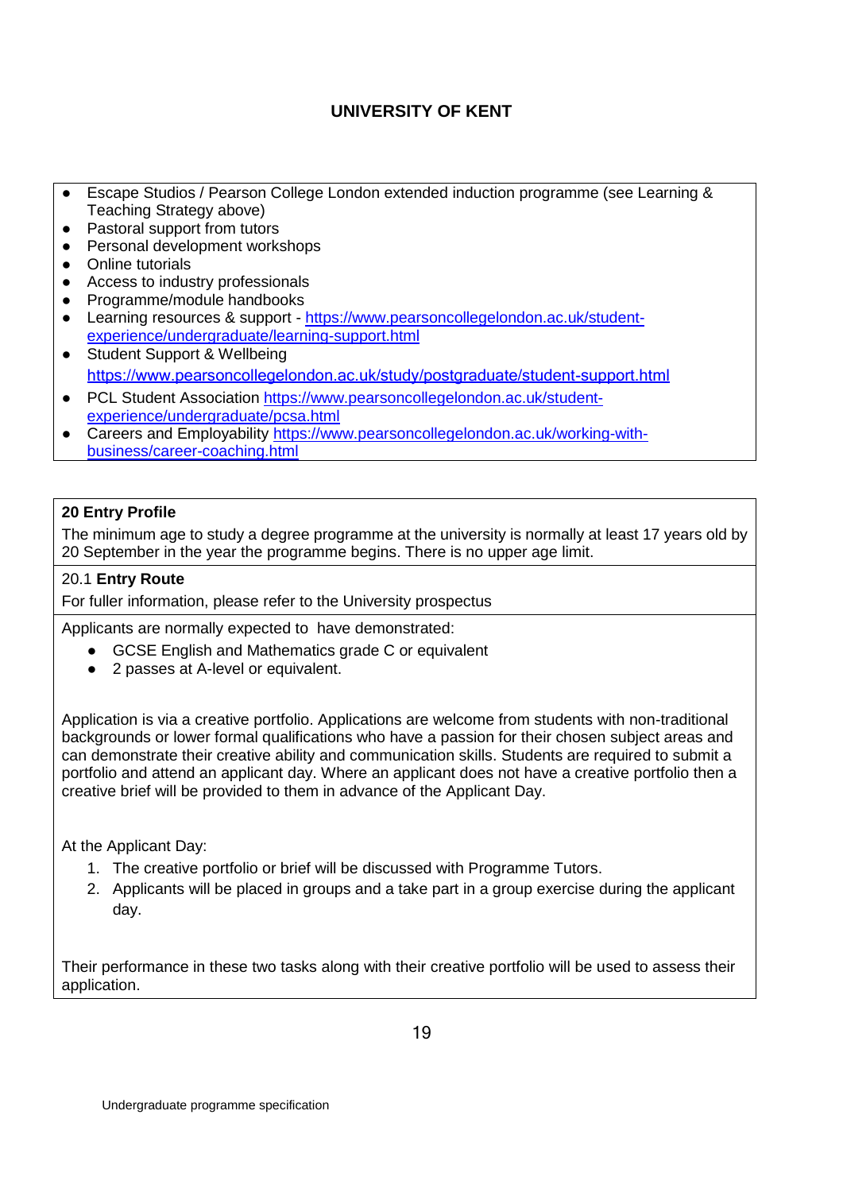- Escape Studios / Pearson College London extended induction programme (see Learning & Teaching Strategy above)
- Pastoral support from tutors
- Personal development workshops
- Online tutorials
- Access to industry professionals
- Programme/module handbooks
- Learning resources & support - https://www.pearsoncollegelondon.ac.uk/student-experience/undergraduate/learning-support.html
- Student Support & Wellbeing https://www.pearsoncollegelondon.ac.uk/study/postgraduate/student-support.html
- PCL Student Association https://www.pearsoncollegelondon.ac.uk/student-experience/undergraduate/pcsa.html
- Careers and Employability https://www.pearsoncollegelondon.ac.uk/working-with-business/career-coaching.html

## 20 Entry Profile

The minimum age to study a degree programme at the university is normally at least 17 years old by 20 September in the year the programme begins. There is no upper age limit.

### 20.1 Entry Route

For fuller information, please refer to the University prospectus

Applicants are normally expected to have demonstrated:

- GCSE English and Mathematics grade C or equivalent
- 2 passes at A-level or equivalent.

Application is via a creative portfolio. Applications are welcome from students with non-traditional backgrounds or lower formal qualifications who have a passion for their chosen subject areas and can demonstrate their creative ability and communication skills. Students are required to submit a portfolio and attend an applicant day. Where an applicant does not have a creative portfolio then a creative brief will be provided to them in advance of the Applicant Day.

At the Applicant Day:

1. The creative portfolio or brief will be discussed with Programme Tutors.
2. Applicants will be placed in groups and a take part in a group exercise during the applicant day.

Their performance in these two tasks along with their creative portfolio will be used to assess their application.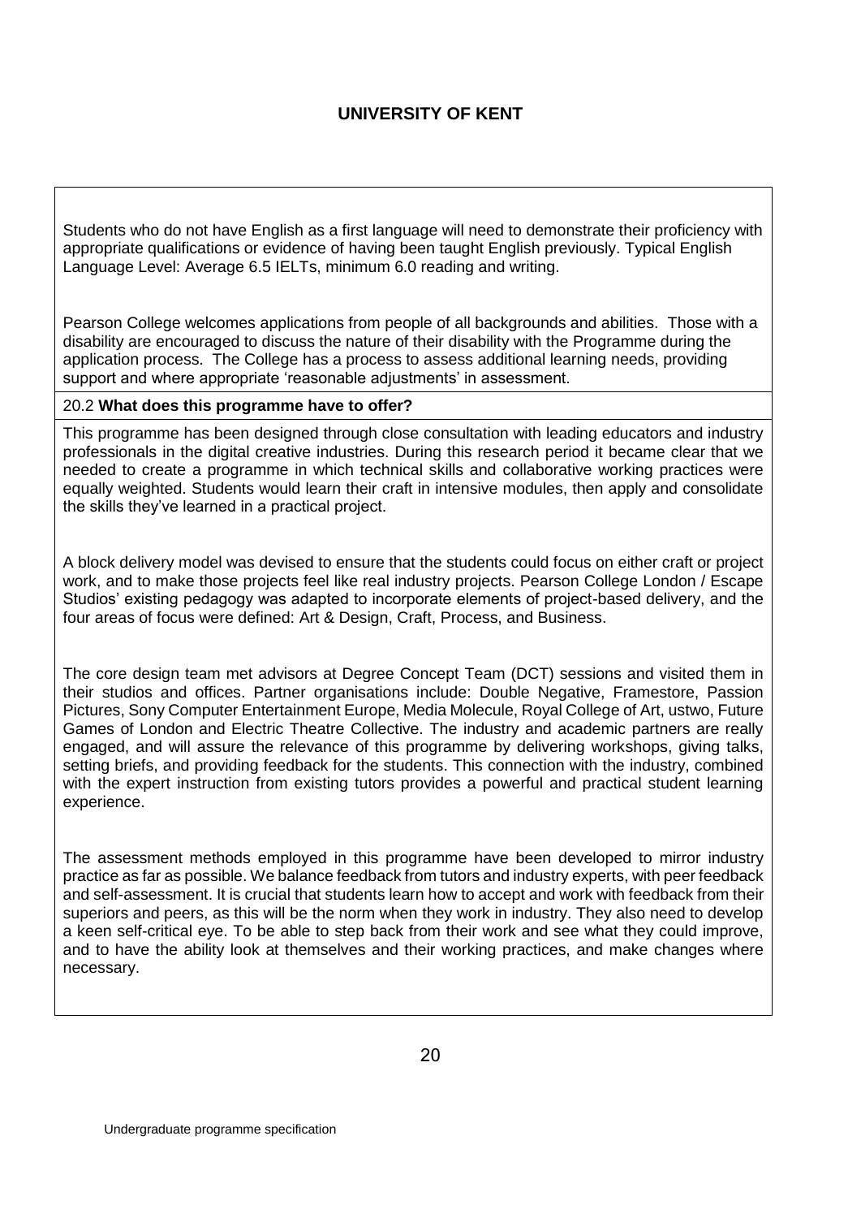Students who do not have English as a first language will need to demonstrate their proficiency with appropriate qualifications or evidence of having been taught English previously. Typical English Language Level: Average 6.5 IELTs, minimum 6.0 reading and writing.

Pearson College welcomes applications from people of all backgrounds and abilities. Those with a disability are encouraged to discuss the nature of their disability with the Programme during the application process. The College has a process to assess additional learning needs, providing support and where appropriate 'reasonable adjustments' in assessment.

## 20.2 **What does this programme have to offer?**

This programme has been designed through close consultation with leading educators and industry professionals in the digital creative industries. During this research period it became clear that we needed to create a programme in which technical skills and collaborative working practices were equally weighted. Students would learn their craft in intensive modules, then apply and consolidate the skills they've learned in a practical project.

A block delivery model was devised to ensure that the students could focus on either craft or project work, and to make those projects feel like real industry projects. Pearson College London / Escape Studios' existing pedagogy was adapted to incorporate elements of project-based delivery, and the four areas of focus were defined: Art & Design, Craft, Process, and Business.

The core design team met advisors at Degree Concept Team (DCT) sessions and visited them in their studios and offices. Partner organisations include: Double Negative, Framestore, Passion Pictures, Sony Computer Entertainment Europe, Media Molecule, Royal College of Art, ustwo, Future Games of London and Electric Theatre Collective. The industry and academic partners are really engaged, and will assure the relevance of this programme by delivering workshops, giving talks, setting briefs, and providing feedback for the students. This connection with the industry, combined with the expert instruction from existing tutors provides a powerful and practical student learning experience.

The assessment methods employed in this programme have been developed to mirror industry practice as far as possible. We balance feedback from tutors and industry experts, with peer feedback and self-assessment. It is crucial that students learn how to accept and work with feedback from their superiors and peers, as this will be the norm when they work in industry. They also need to develop a keen self-critical eye. To be able to step back from their work and see what they could improve, and to have the ability look at themselves and their working practices, and make changes where necessary.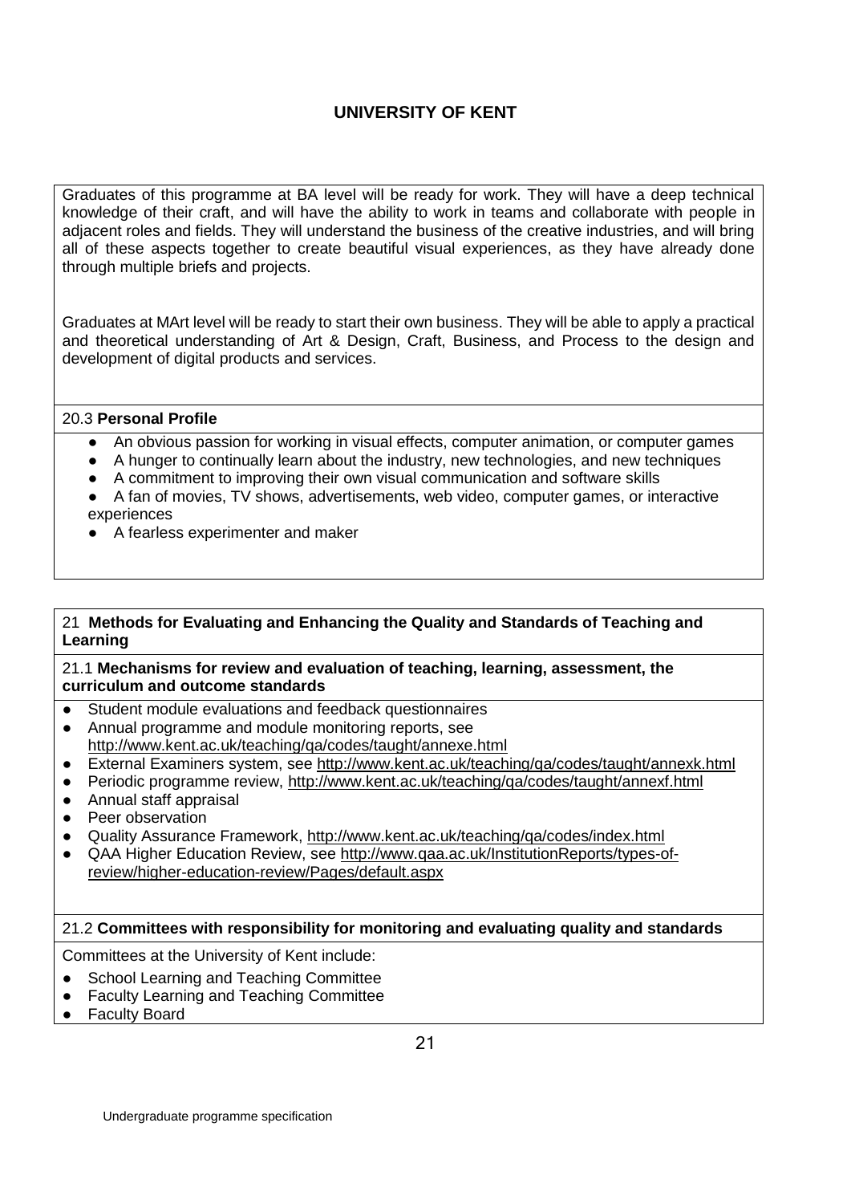# UNIVERSITY OF KENT

Graduates of this programme at BA level will be ready for work. They will have a deep technical knowledge of their craft, and will have the ability to work in teams and collaborate with people in adjacent roles and fields. They will understand the business of the creative industries, and will bring all of these aspects together to create beautiful visual experiences, as they have already done through multiple briefs and projects.

Graduates at MArt level will be ready to start their own business. They will be able to apply a practical and theoretical understanding of Art & Design, Craft, Business, and Process to the design and development of digital products and services.

### 20.3 Personal Profile

- An obvious passion for working in visual effects, computer animation, or computer games
- A hunger to continually learn about the industry, new technologies, and new techniques
- A commitment to improving their own visual communication and software skills
- A fan of movies, TV shows, advertisements, web video, computer games, or interactive experiences
- A fearless experimenter and maker

## 21 Methods for Evaluating and Enhancing the Quality and Standards of Teaching and Learning

### 21.1 Mechanisms for review and evaluation of teaching, learning, assessment, the curriculum and outcome standards

- Student module evaluations and feedback questionnaires
- Annual programme and module monitoring reports, see http://www.kent.ac.uk/teaching/qa/codes/taught/annexe.html
- External Examiners system, see http://www.kent.ac.uk/teaching/qa/codes/taught/annexk.html
- Periodic programme review, http://www.kent.ac.uk/teaching/qa/codes/taught/annexf.html
- Annual staff appraisal
- Peer observation
- Quality Assurance Framework, http://www.kent.ac.uk/teaching/qa/codes/index.html
- QAA Higher Education Review, see http://www.qaa.ac.uk/InstitutionReports/types-of-review/higher-education-review/Pages/default.aspx

### 21.2 Committees with responsibility for monitoring and evaluating quality and standards

Committees at the University of Kent include:

- School Learning and Teaching Committee
- Faculty Learning and Teaching Committee
- Faculty Board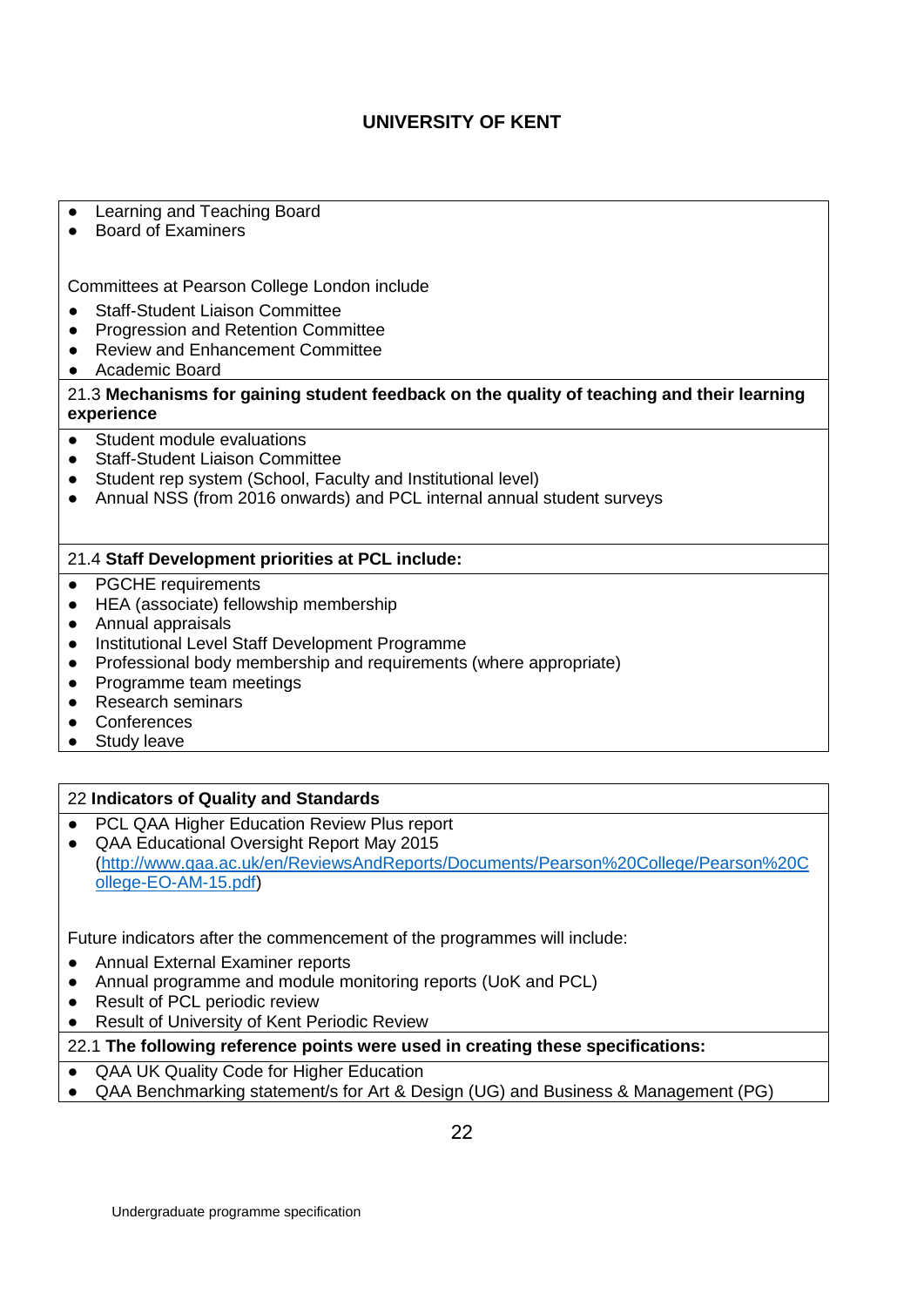- Learning and Teaching Board
- Board of Examiners

Committees at Pearson College London include

- Staff-Student Liaison Committee
- Progression and Retention Committee
- Review and Enhancement Committee
- Academic Board

21.3 **Mechanisms for gaining student feedback on the quality of teaching and their learning experience**

- Student module evaluations
- Staff-Student Liaison Committee
- Student rep system (School, Faculty and Institutional level)
- Annual NSS (from 2016 onwards) and PCL internal annual student surveys

21.4 **Staff Development priorities at PCL include:**

- PGCHE requirements
- HEA (associate) fellowship membership
- Annual appraisals
- Institutional Level Staff Development Programme
- Professional body membership and requirements (where appropriate)
- Programme team meetings
- Research seminars
- Conferences
- Study leave

22 **Indicators of Quality and Standards**

- PCL QAA Higher Education Review Plus report
- QAA Educational Oversight Report May 2015 (http://www.qaa.ac.uk/en/ReviewsAndReports/Documents/Pearson%20College/Pearson%20College-EO-AM-15.pdf)

Future indicators after the commencement of the programmes will include:

- Annual External Examiner reports
- Annual programme and module monitoring reports (UoK and PCL)
- Result of PCL periodic review
- Result of University of Kent Periodic Review

22.1 **The following reference points were used in creating these specifications:**

- QAA UK Quality Code for Higher Education
- QAA Benchmarking statement/s for Art & Design (UG) and Business & Management (PG)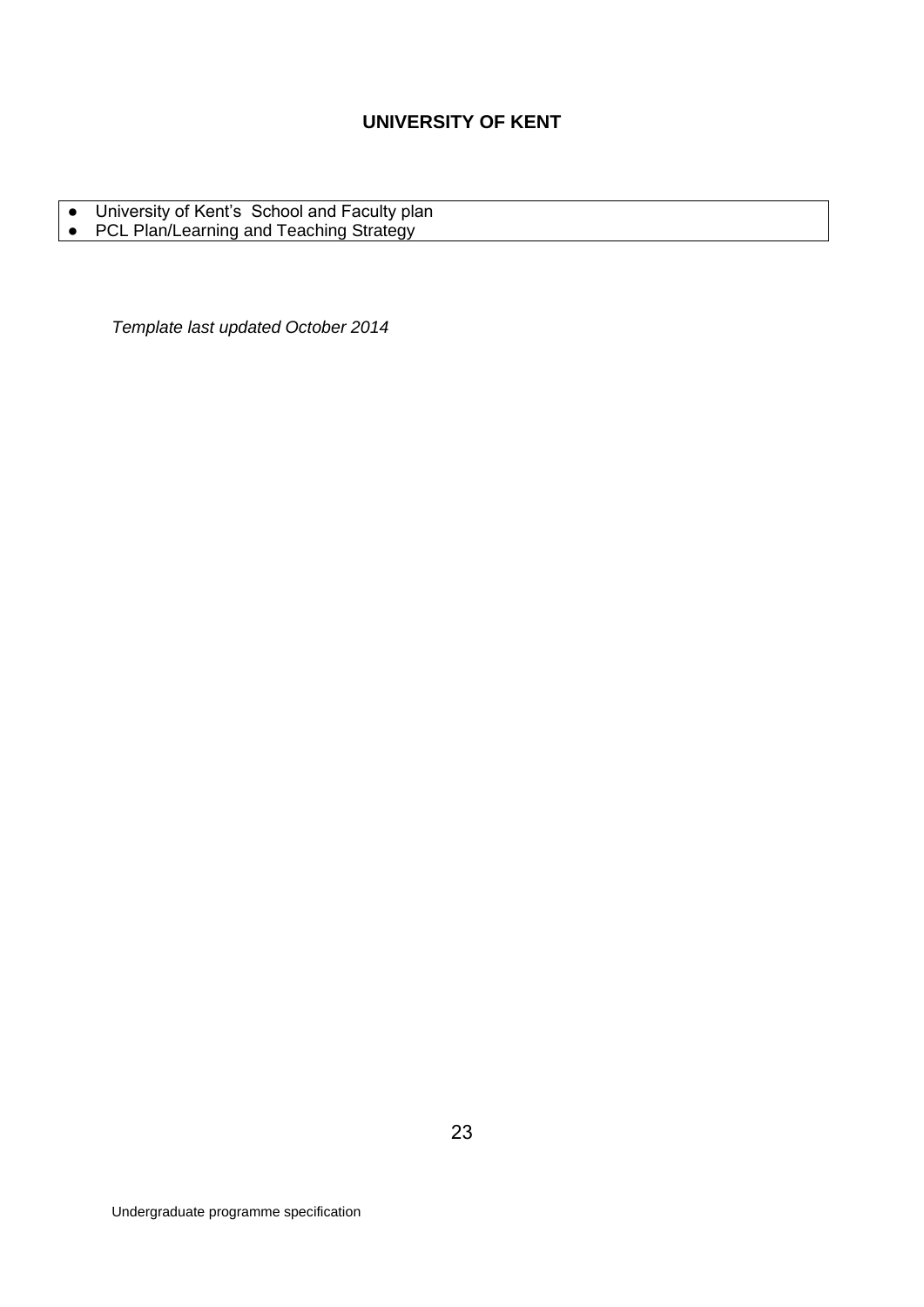**UNIVERSITY OF KENT**

- University of Kent's School and Faculty plan
- PCL Plan/Learning and Teaching Strategy

*Template last updated October 2014*